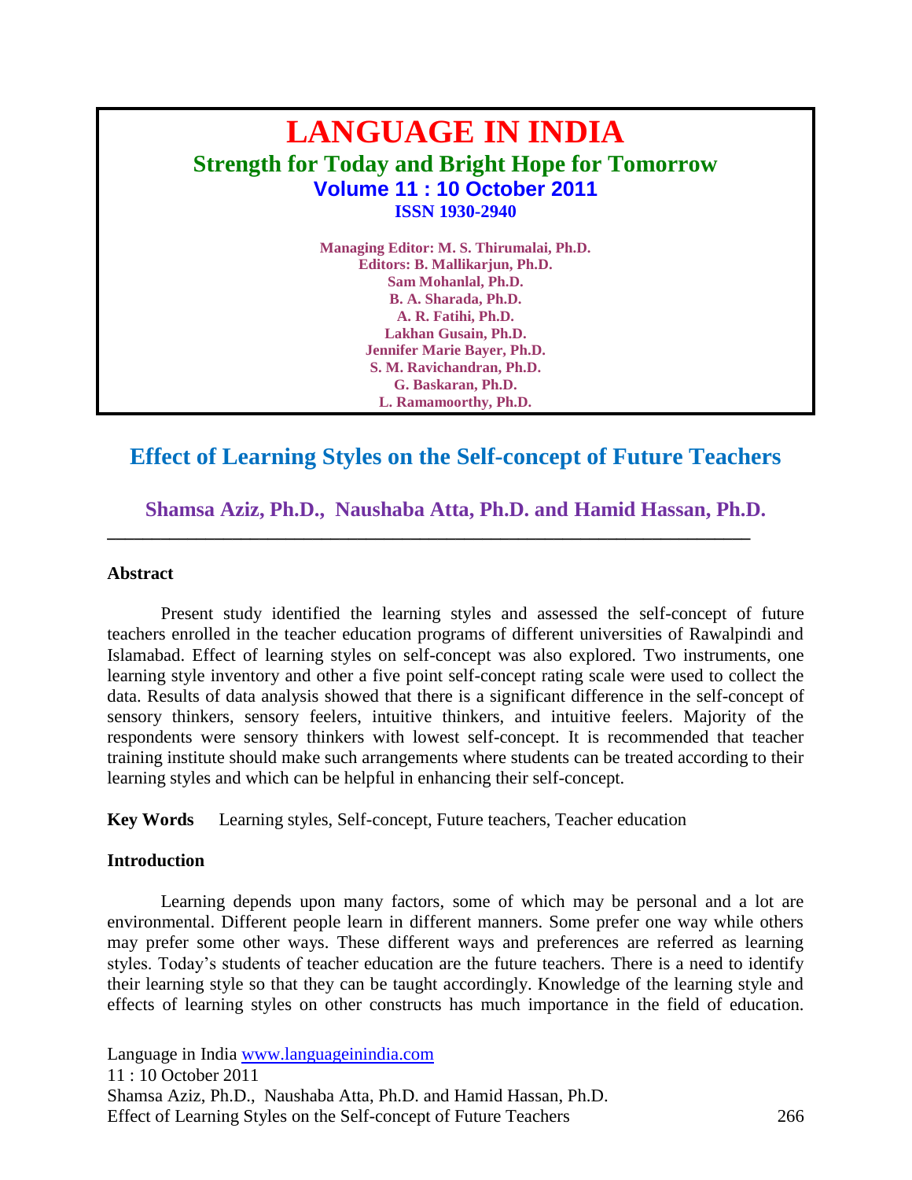# LANGUAGE IN INDIA

**Strength for Today and Bright Hope for Tomorrow**

**Volume 11 : 10 October 2011**

**ISSN 1930-2940**

**Managing Editor: M. S. Thirumalai, Ph.D.**
**Editors: B. Mallikarjun, Ph.D.**
**Sam Mohanlal, Ph.D.**
**B. A. Sharada, Ph.D.**
**A. R. Fatihi, Ph.D.**
**Lakhan Gusain, Ph.D.**
**Jennifer Marie Bayer, Ph.D.**
**S. M. Ravichandran, Ph.D.**
**G. Baskaran, Ph.D.**
**L. Ramamoorthy, Ph.D.**

## Effect of Learning Styles on the Self-concept of Future Teachers

**Shamsa Aziz, Ph.D., Naushaba Atta, Ph.D. and Hamid Hassan, Ph.D.**

---

### Abstract

Present study identified the learning styles and assessed the self-concept of future teachers enrolled in the teacher education programs of different universities of Rawalpindi and Islamabad. Effect of learning styles on self-concept was also explored. Two instruments, one learning style inventory and other a five point self-concept rating scale were used to collect the data. Results of data analysis showed that there is a significant difference in the self-concept of sensory thinkers, sensory feelers, intuitive thinkers, and intuitive feelers. Majority of the respondents were sensory thinkers with lowest self-concept. It is recommended that teacher training institute should make such arrangements where students can be treated according to their learning styles and which can be helpful in enhancing their self-concept.

**Key Words** Learning styles, Self-concept, Future teachers, Teacher education

### Introduction

Learning depends upon many factors, some of which may be personal and a lot are environmental. Different people learn in different manners. Some prefer one way while others may prefer some other ways. These different ways and preferences are referred as learning styles. Today's students of teacher education are the future teachers. There is a need to identify their learning style so that they can be taught accordingly. Knowledge of the learning style and effects of learning styles on other constructs has much importance in the field of education.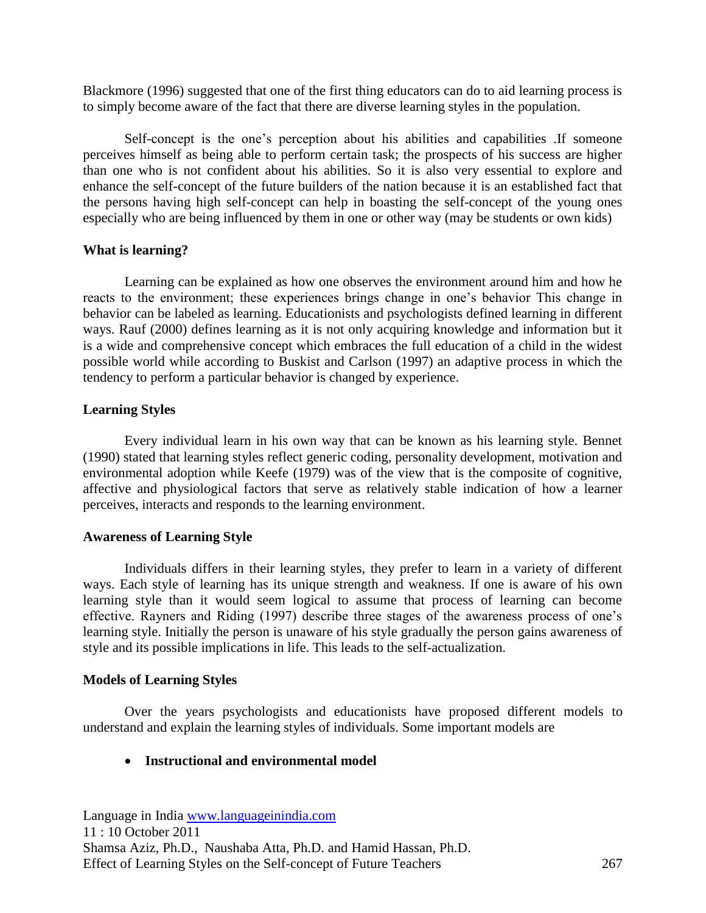Blackmore (1996) suggested that one of the first thing educators can do to aid learning process is to simply become aware of the fact that there are diverse learning styles in the population.

Self-concept is the one's perception about his abilities and capabilities .If someone perceives himself as being able to perform certain task; the prospects of his success are higher than one who is not confident about his abilities. So it is also very essential to explore and enhance the self-concept of the future builders of the nation because it is an established fact that the persons having high self-concept can help in boasting the self-concept of the young ones especially who are being influenced by them in one or other way (may be students or own kids)

**What is learning?**

Learning can be explained as how one observes the environment around him and how he reacts to the environment; these experiences brings change in one's behavior This change in behavior can be labeled as learning. Educationists and psychologists defined learning in different ways. Rauf (2000) defines learning as it is not only acquiring knowledge and information but it is a wide and comprehensive concept which embraces the full education of a child in the widest possible world while according to Buskist and Carlson (1997) an adaptive process in which the tendency to perform a particular behavior is changed by experience.

**Learning Styles**

Every individual learn in his own way that can be known as his learning style. Bennet (1990) stated that learning styles reflect generic coding, personality development, motivation and environmental adoption while Keefe (1979) was of the view that is the composite of cognitive, affective and physiological factors that serve as relatively stable indication of how a learner perceives, interacts and responds to the learning environment.

**Awareness of Learning Style**

Individuals differs in their learning styles, they prefer to learn in a variety of different ways. Each style of learning has its unique strength and weakness. If one is aware of his own learning style than it would seem logical to assume that process of learning can become effective. Rayners and Riding (1997) describe three stages of the awareness process of one's learning style. Initially the person is unaware of his style gradually the person gains awareness of style and its possible implications in life. This leads to the self-actualization.

**Models of Learning Styles**

Over the years psychologists and educationists have proposed different models to understand and explain the learning styles of individuals. Some important models are

- **Instructional and environmental model**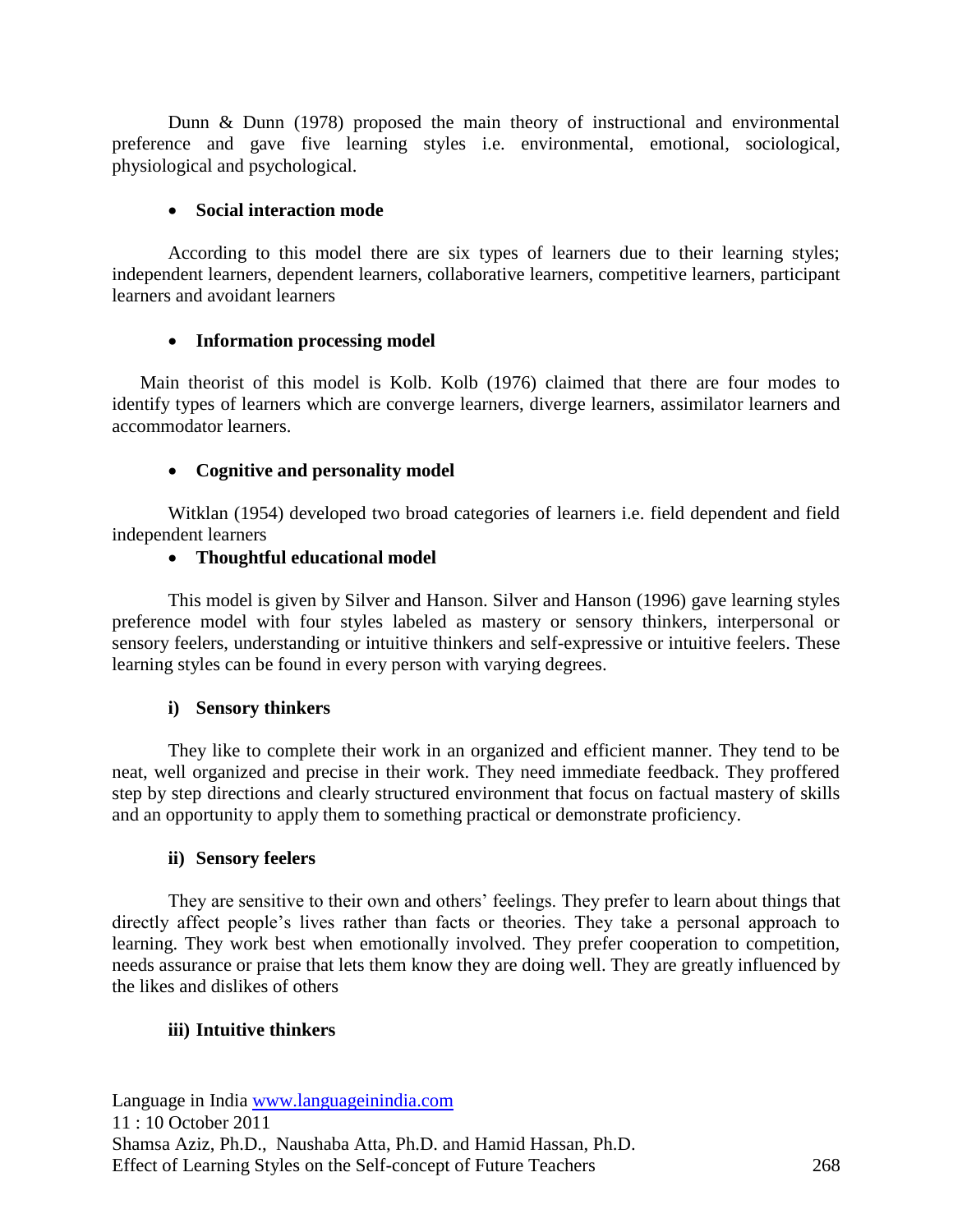Dunn & Dunn (1978) proposed the main theory of instructional and environmental preference and gave five learning styles i.e. environmental, emotional, sociological, physiological and psychological.

- **Social interaction mode**

According to this model there are six types of learners due to their learning styles; independent learners, dependent learners, collaborative learners, competitive learners, participant learners and avoidant learners

- **Information processing model**

Main theorist of this model is Kolb. Kolb (1976) claimed that there are four modes to identify types of learners which are converge learners, diverge learners, assimilator learners and accommodator learners.

- **Cognitive and personality model**

Witklan (1954) developed two broad categories of learners i.e. field dependent and field independent learners

- **Thoughtful educational model**

This model is given by Silver and Hanson. Silver and Hanson (1996) gave learning styles preference model with four styles labeled as mastery or sensory thinkers, interpersonal or sensory feelers, understanding or intuitive thinkers and self-expressive or intuitive feelers. These learning styles can be found in every person with varying degrees.

**i) Sensory thinkers**

They like to complete their work in an organized and efficient manner. They tend to be neat, well organized and precise in their work. They need immediate feedback. They proffered step by step directions and clearly structured environment that focus on factual mastery of skills and an opportunity to apply them to something practical or demonstrate proficiency.

**ii) Sensory feelers**

They are sensitive to their own and others' feelings. They prefer to learn about things that directly affect people's lives rather than facts or theories. They take a personal approach to learning. They work best when emotionally involved. They prefer cooperation to competition, needs assurance or praise that lets them know they are doing well. They are greatly influenced by the likes and dislikes of others

**iii) Intuitive thinkers**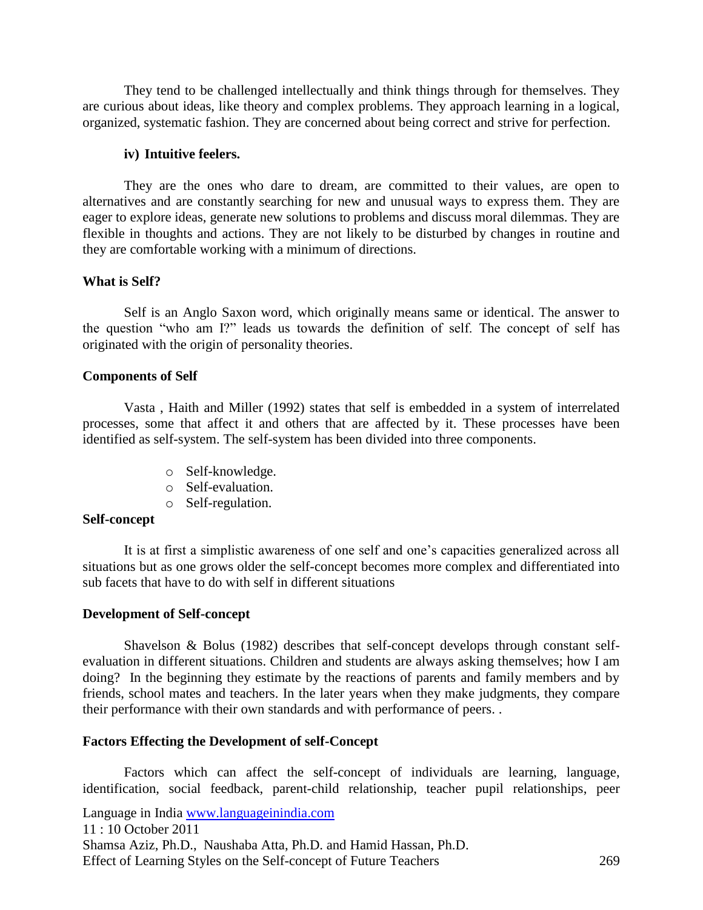They tend to be challenged intellectually and think things through for themselves. They are curious about ideas, like theory and complex problems. They approach learning in a logical, organized, systematic fashion. They are concerned about being correct and strive for perfection.

**iv) Intuitive feelers.**

They are the ones who dare to dream, are committed to their values, are open to alternatives and are constantly searching for new and unusual ways to express them. They are eager to explore ideas, generate new solutions to problems and discuss moral dilemmas. They are flexible in thoughts and actions. They are not likely to be disturbed by changes in routine and they are comfortable working with a minimum of directions.

**What is Self?**

Self is an Anglo Saxon word, which originally means same or identical. The answer to the question "who am I?" leads us towards the definition of self. The concept of self has originated with the origin of personality theories.

**Components of Self**

Vasta , Haith and Miller (1992) states that self is embedded in a system of interrelated processes, some that affect it and others that are affected by it. These processes have been identified as self-system. The self-system has been divided into three components.

- Self-knowledge.
- Self-evaluation.
- Self-regulation.

**Self-concept**

It is at first a simplistic awareness of one self and one's capacities generalized across all situations but as one grows older the self-concept becomes more complex and differentiated into sub facets that have to do with self in different situations

**Development of Self-concept**

Shavelson & Bolus (1982) describes that self-concept develops through constant self-evaluation in different situations. Children and students are always asking themselves; how I am doing? In the beginning they estimate by the reactions of parents and family members and by friends, school mates and teachers. In the later years when they make judgments, they compare their performance with their own standards and with performance of peers. .

**Factors Effecting the Development of self-Concept**

Factors which can affect the self-concept of individuals are learning, language, identification, social feedback, parent-child relationship, teacher pupil relationships, peer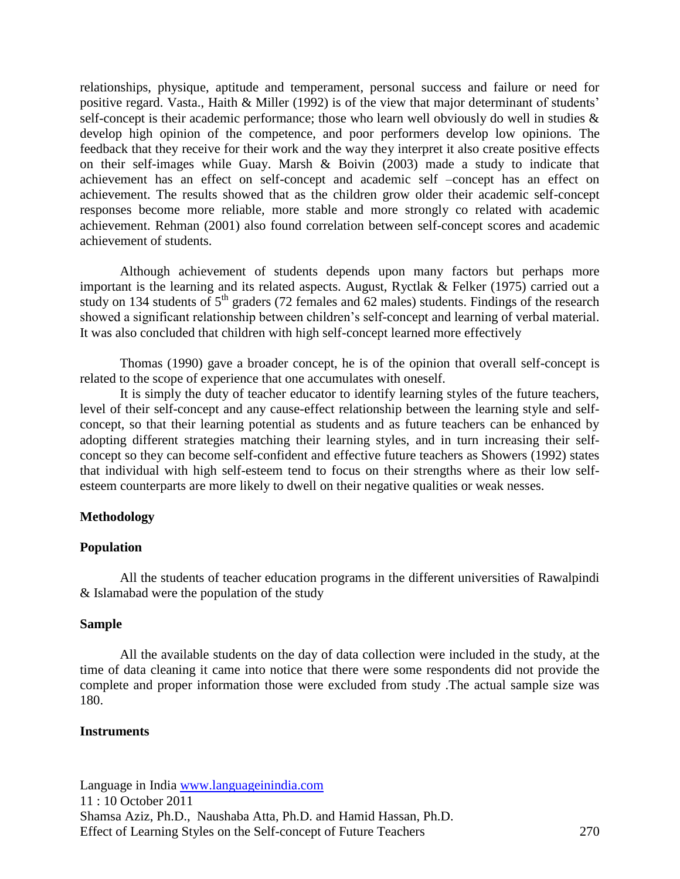relationships, physique, aptitude and temperament, personal success and failure or need for positive regard. Vasta., Haith & Miller (1992) is of the view that major determinant of students' self-concept is their academic performance; those who learn well obviously do well in studies & develop high opinion of the competence, and poor performers develop low opinions. The feedback that they receive for their work and the way they interpret it also create positive effects on their self-images while Guay. Marsh & Boivin (2003) made a study to indicate that achievement has an effect on self-concept and academic self –concept has an effect on achievement. The results showed that as the children grow older their academic self-concept responses become more reliable, more stable and more strongly co related with academic achievement. Rehman (2001) also found correlation between self-concept scores and academic achievement of students.

Although achievement of students depends upon many factors but perhaps more important is the learning and its related aspects. August, Ryctlak & Felker (1975) carried out a study on 134 students of 5th graders (72 females and 62 males) students. Findings of the research showed a significant relationship between children's self-concept and learning of verbal material. It was also concluded that children with high self-concept learned more effectively

Thomas (1990) gave a broader concept, he is of the opinion that overall self-concept is related to the scope of experience that one accumulates with oneself.

It is simply the duty of teacher educator to identify learning styles of the future teachers, level of their self-concept and any cause-effect relationship between the learning style and self-concept, so that their learning potential as students and as future teachers can be enhanced by adopting different strategies matching their learning styles, and in turn increasing their self-concept so they can become self-confident and effective future teachers as Showers (1992) states that individual with high self-esteem tend to focus on their strengths where as their low self-esteem counterparts are more likely to dwell on their negative qualities or weak nesses.

## Methodology

### Population

All the students of teacher education programs in the different universities of Rawalpindi & Islamabad were the population of the study

### Sample

All the available students on the day of data collection were included in the study, at the time of data cleaning it came into notice that there were some respondents did not provide the complete and proper information those were excluded from study .The actual sample size was 180.

### Instruments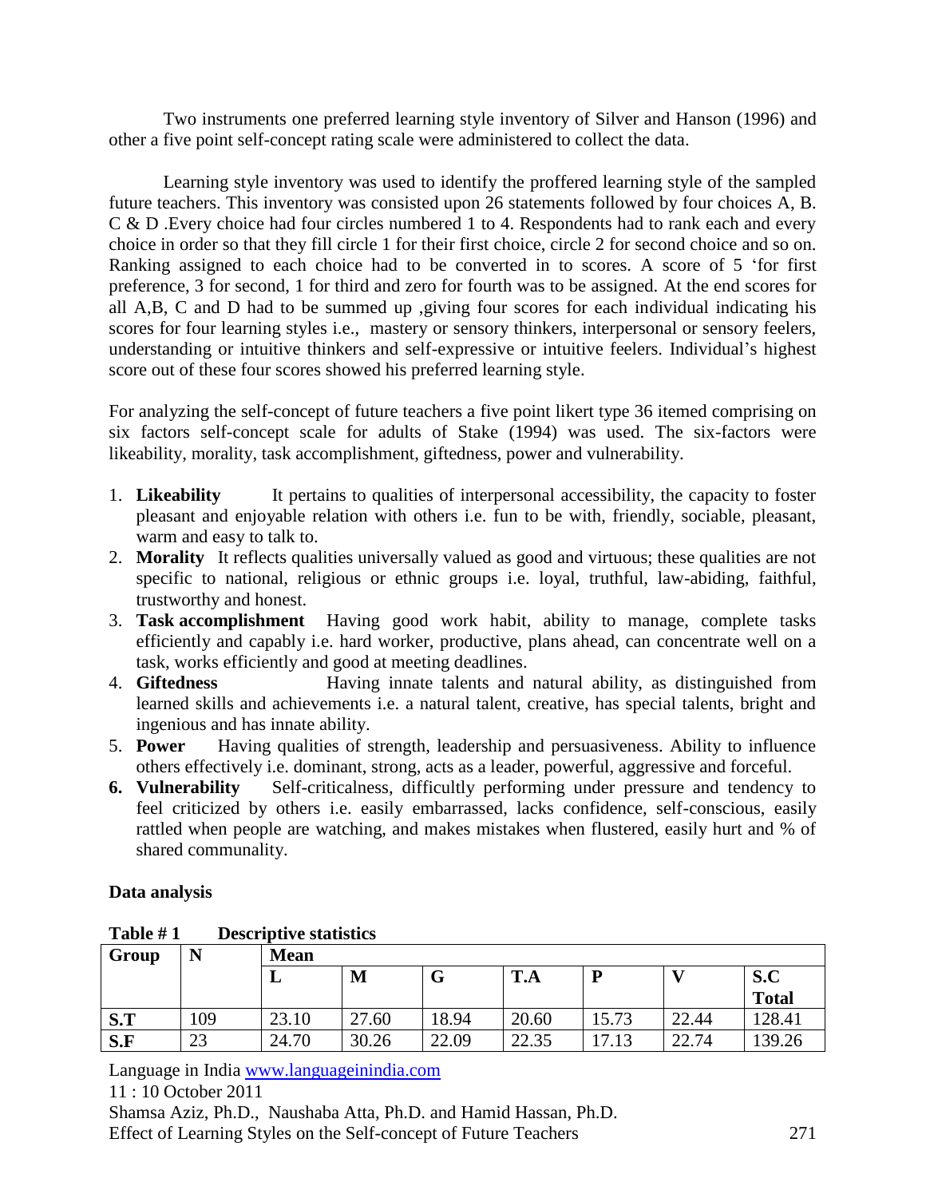Two instruments one preferred learning style inventory of Silver and Hanson (1996) and other a five point self-concept rating scale were administered to collect the data.

Learning style inventory was used to identify the proffered learning style of the sampled future teachers. This inventory was consisted upon 26 statements followed by four choices A, B. C & D .Every choice had four circles numbered 1 to 4. Respondents had to rank each and every choice in order so that they fill circle 1 for their first choice, circle 2 for second choice and so on. Ranking assigned to each choice had to be converted in to scores. A score of 5 'for first preference, 3 for second, 1 for third and zero for fourth was to be assigned. At the end scores for all A,B, C and D had to be summed up ,giving four scores for each individual indicating his scores for four learning styles i.e., mastery or sensory thinkers, interpersonal or sensory feelers, understanding or intuitive thinkers and self-expressive or intuitive feelers. Individual's highest score out of these four scores showed his preferred learning style.

For analyzing the self-concept of future teachers a five point likert type 36 itemed comprising on six factors self-concept scale for adults of Stake (1994) was used. The six-factors were likeability, morality, task accomplishment, giftedness, power and vulnerability.

1. **Likeability** It pertains to qualities of interpersonal accessibility, the capacity to foster pleasant and enjoyable relation with others i.e. fun to be with, friendly, sociable, pleasant, warm and easy to talk to.
2. **Morality** It reflects qualities universally valued as good and virtuous; these qualities are not specific to national, religious or ethnic groups i.e. loyal, truthful, law-abiding, faithful, trustworthy and honest.
3. **Task accomplishment** Having good work habit, ability to manage, complete tasks efficiently and capably i.e. hard worker, productive, plans ahead, can concentrate well on a task, works efficiently and good at meeting deadlines.
4. **Giftedness** Having innate talents and natural ability, as distinguished from learned skills and achievements i.e. a natural talent, creative, has special talents, bright and ingenious and has innate ability.
5. **Power** Having qualities of strength, leadership and persuasiveness. Ability to influence others effectively i.e. dominant, strong, acts as a leader, powerful, aggressive and forceful.
6. **Vulnerability** Self-criticalness, difficultly performing under pressure and tendency to feel criticized by others i.e. easily embarrassed, lacks confidence, self-conscious, easily rattled when people are watching, and makes mistakes when flustered, easily hurt and % of shared communality.

**Data analysis**

**Table # 1 Descriptive statistics**

| Group | N | Mean | | | | | | |
|---|---|---|---|---|---|---|---|---|
| | | L | M | G | T.A | P | V | S.C Total |
| S.T | 109 | 23.10 | 27.60 | 18.94 | 20.60 | 15.73 | 22.44 | 128.41 |
| S.F | 23 | 24.70 | 30.26 | 22.09 | 22.35 | 17.13 | 22.74 | 139.26 |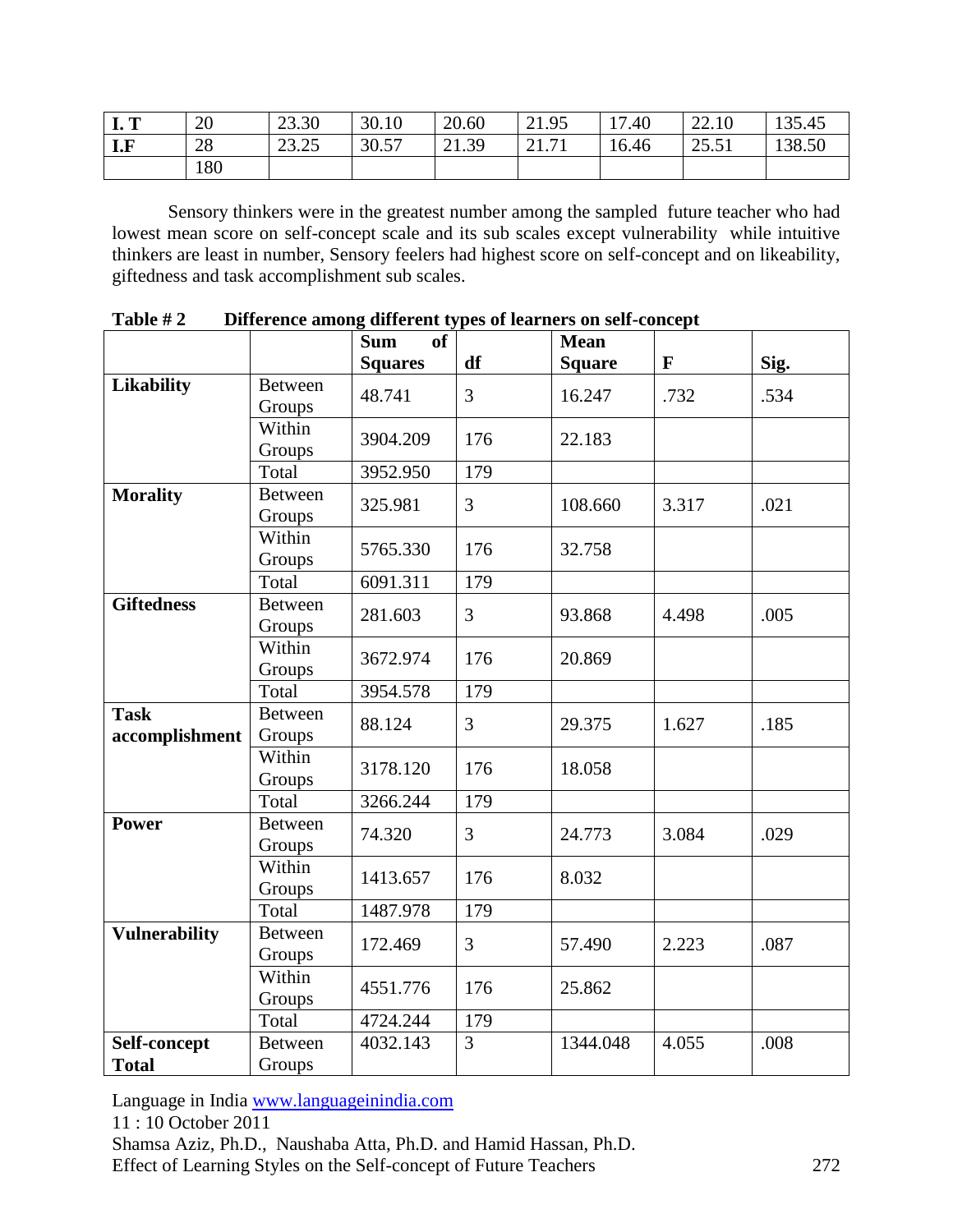| I. T | 20 | 23.30 | 30.10 | 20.60 | 21.95 | 17.40 | 22.10 | 135.45 |
|---|---|---|---|---|---|---|---|---|
| I.F | 28 | 23.25 | 30.57 | 21.39 | 21.71 | 16.46 | 25.51 | 138.50 |
| | 180 | | | | | | | |

Sensory thinkers were in the greatest number among the sampled future teacher who had lowest mean score on self-concept scale and its sub scales except vulnerability while intuitive thinkers are least in number, Sensory feelers had highest score on self-concept and on likeability, giftedness and task accomplishment sub scales.

**Table # 2 Difference among different types of learners on self-concept**

| | | Sum of Squares | df | Mean Square | F | Sig. |
|---|---|---|---|---|---|---|
| **Likability** | Between Groups | 48.741 | 3 | 16.247 | .732 | .534 |
| | Within Groups | 3904.209 | 176 | 22.183 | | |
| | Total | 3952.950 | 179 | | | |
| **Morality** | Between Groups | 325.981 | 3 | 108.660 | 3.317 | .021 |
| | Within Groups | 5765.330 | 176 | 32.758 | | |
| | Total | 6091.311 | 179 | | | |
| **Giftedness** | Between Groups | 281.603 | 3 | 93.868 | 4.498 | .005 |
| | Within Groups | 3672.974 | 176 | 20.869 | | |
| | Total | 3954.578 | 179 | | | |
| **Task accomplishment** | Between Groups | 88.124 | 3 | 29.375 | 1.627 | .185 |
| | Within Groups | 3178.120 | 176 | 18.058 | | |
| | Total | 3266.244 | 179 | | | |
| **Power** | Between Groups | 74.320 | 3 | 24.773 | 3.084 | .029 |
| | Within Groups | 1413.657 | 176 | 8.032 | | |
| | Total | 1487.978 | 179 | | | |
| **Vulnerability** | Between Groups | 172.469 | 3 | 57.490 | 2.223 | .087 |
| | Within Groups | 4551.776 | 176 | 25.862 | | |
| | Total | 4724.244 | 179 | | | |
| **Self-concept Total** | Between Groups | 4032.143 | 3 | 1344.048 | 4.055 | .008 |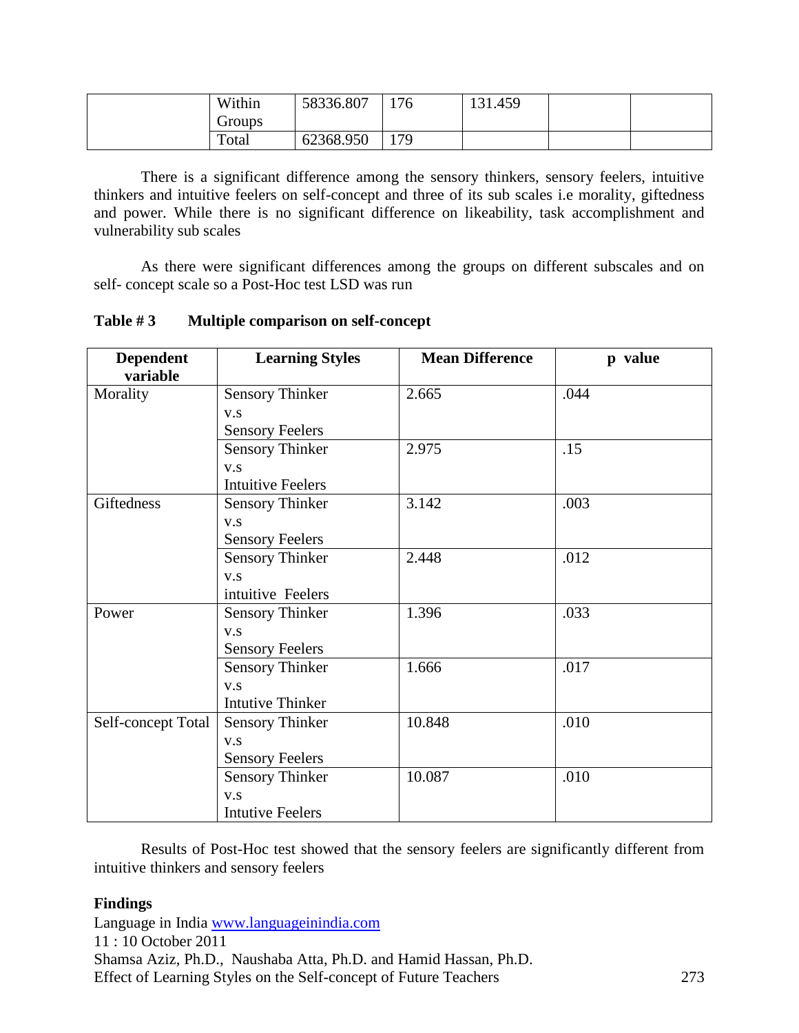| | Within Groups | 58336.807 | 176 | 131.459 | | |
| --- | --- | --- | --- | --- | --- | --- |
| | Total | 62368.950 | 179 | | | |

There is a significant difference among the sensory thinkers, sensory feelers, intuitive thinkers and intuitive feelers on self-concept and three of its sub scales i.e morality, giftedness and power. While there is no significant difference on likeability, task accomplishment and vulnerability sub scales

As there were significant differences among the groups on different subscales and on self- concept scale so a Post-Hoc test LSD was run

**Table # 3 Multiple comparison on self-concept**

| Dependent variable | Learning Styles | Mean Difference | p value |
| --- | --- | --- | --- |
| Morality | Sensory Thinker v.s Sensory Feelers | 2.665 | .044 |
| | Sensory Thinker v.s Intuitive Feelers | 2.975 | .15 |
| Giftedness | Sensory Thinker v.s Sensory Feelers | 3.142 | .003 |
| | Sensory Thinker v.s intuitive Feelers | 2.448 | .012 |
| Power | Sensory Thinker v.s Sensory Feelers | 1.396 | .033 |
| | Sensory Thinker v.s Intutive Thinker | 1.666 | .017 |
| Self-concept Total | Sensory Thinker v.s Sensory Feelers | 10.848 | .010 |
| | Sensory Thinker v.s Intutive Feelers | 10.087 | .010 |

Results of Post-Hoc test showed that the sensory feelers are significantly different from intuitive thinkers and sensory feelers

**Findings**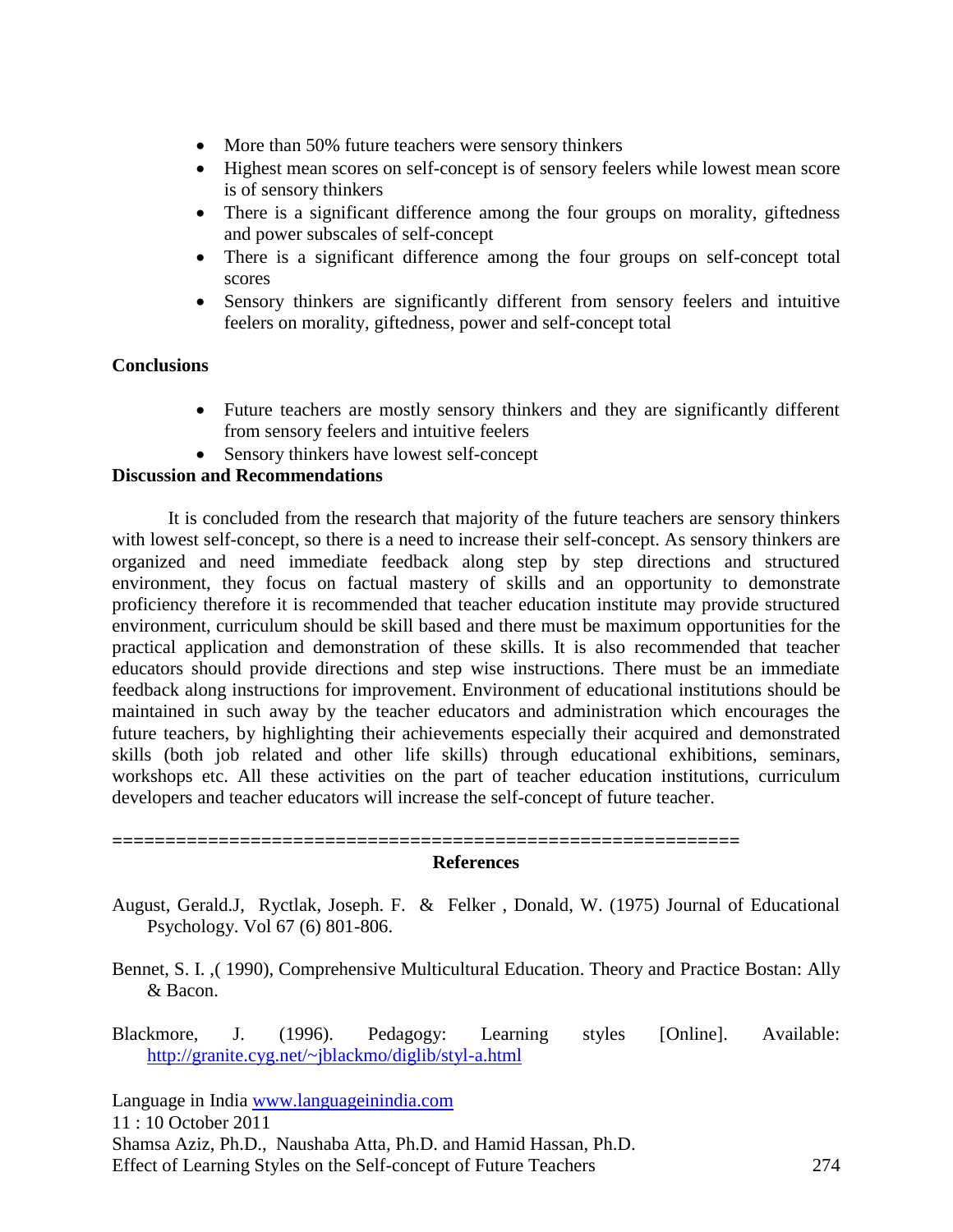- More than 50% future teachers were sensory thinkers
- Highest mean scores on self-concept is of sensory feelers while lowest mean score is of sensory thinkers
- There is a significant difference among the four groups on morality, giftedness and power subscales of self-concept
- There is a significant difference among the four groups on self-concept total scores
- Sensory thinkers are significantly different from sensory feelers and intuitive feelers on morality, giftedness, power and self-concept total

**Conclusions**

- Future teachers are mostly sensory thinkers and they are significantly different from sensory feelers and intuitive feelers
- Sensory thinkers have lowest self-concept

**Discussion and Recommendations**

It is concluded from the research that majority of the future teachers are sensory thinkers with lowest self-concept, so there is a need to increase their self-concept. As sensory thinkers are organized and need immediate feedback along step by step directions and structured environment, they focus on factual mastery of skills and an opportunity to demonstrate proficiency therefore it is recommended that teacher education institute may provide structured environment, curriculum should be skill based and there must be maximum opportunities for the practical application and demonstration of these skills. It is also recommended that teacher educators should provide directions and step wise instructions. There must be an immediate feedback along instructions for improvement. Environment of educational institutions should be maintained in such away by the teacher educators and administration which encourages the future teachers, by highlighting their achievements especially their acquired and demonstrated skills (both job related and other life skills) through educational exhibitions, seminars, workshops etc. All these activities on the part of teacher education institutions, curriculum developers and teacher educators will increase the self-concept of future teacher.

==========================================================

**References**

August, Gerald.J, Ryctlak, Joseph. F. & Felker , Donald, W. (1975) Journal of Educational Psychology. Vol 67 (6) 801-806.

Bennet, S. I. ,( 1990), Comprehensive Multicultural Education. Theory and Practice Bostan: Ally & Bacon.

Blackmore, J. (1996). Pedagogy: Learning styles [Online]. Available: http://granite.cyg.net/~jblackmo/diglib/styl-a.html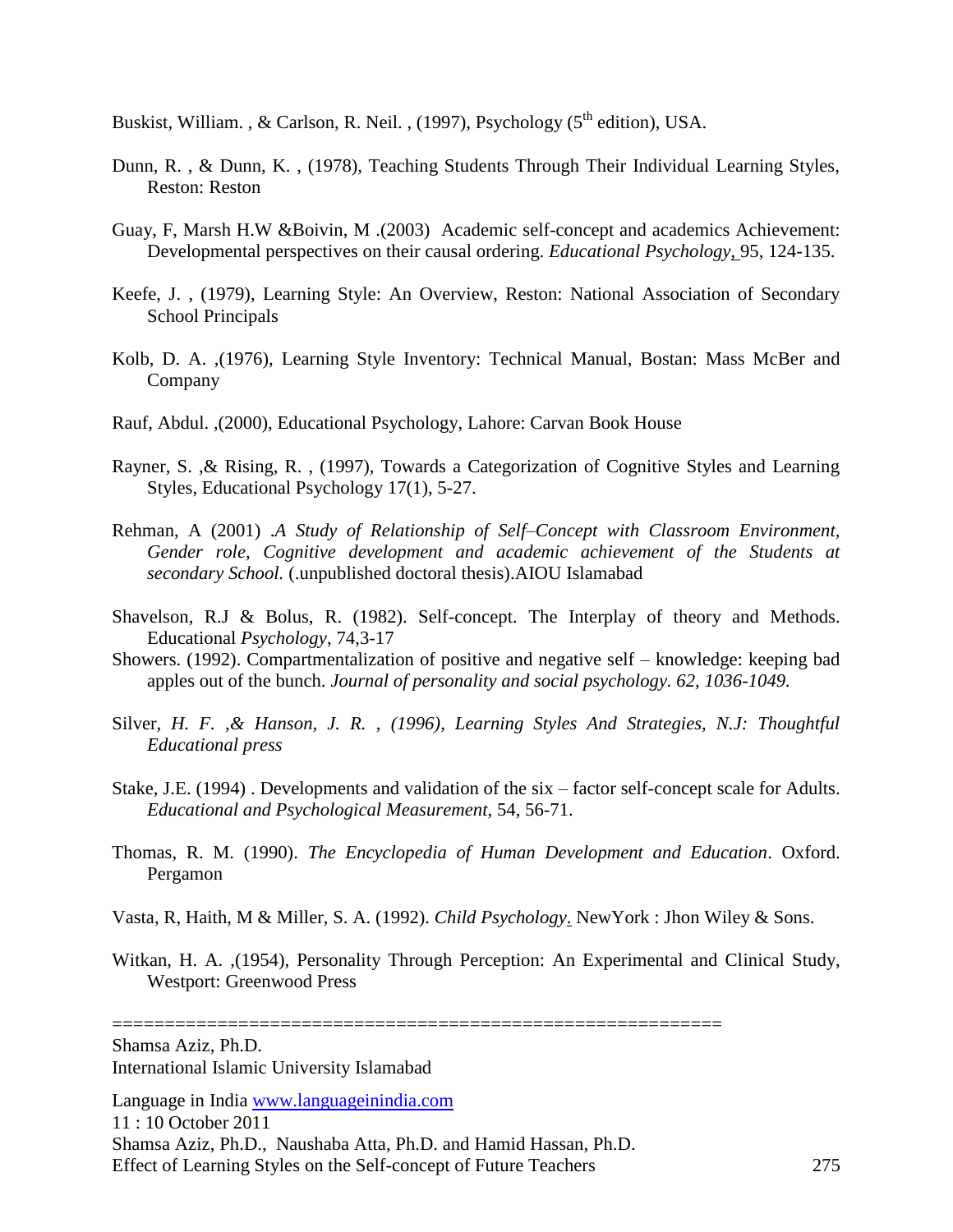Buskist, William. , & Carlson, R. Neil. , (1997), Psychology (5th edition), USA.

Dunn, R. , & Dunn, K. , (1978), Teaching Students Through Their Individual Learning Styles, Reston: Reston

Guay, F, Marsh H.W &Boivin, M .(2003) Academic self-concept and academics Achievement: Developmental perspectives on their causal ordering. *Educational Psychology*, 95, 124-135.

Keefe, J. , (1979), Learning Style: An Overview, Reston: National Association of Secondary School Principals

Kolb, D. A. ,(1976), Learning Style Inventory: Technical Manual, Bostan: Mass McBer and Company

Rauf, Abdul. ,(2000), Educational Psychology, Lahore: Carvan Book House

Rayner, S. ,& Rising, R. , (1997), Towards a Categorization of Cognitive Styles and Learning Styles, Educational Psychology 17(1), 5-27.

Rehman, A (2001) .*A Study of Relationship of Self–Concept with Classroom Environment, Gender role, Cognitive development and academic achievement of the Students at secondary School.* (.unpublished doctoral thesis).AIOU Islamabad

Shavelson, R.J & Bolus, R. (1982). Self-concept. The Interplay of theory and Methods. Educational *Psychology*, 74,3-17

Showers. (1992). Compartmentalization of positive and negative self – knowledge: keeping bad apples out of the bunch. *Journal of personality and social psychology. 62, 1036-1049.*

Silver, *H. F. ,& Hanson, J. R. , (1996), Learning Styles And Strategies, N.J: Thoughtful Educational press*

Stake, J.E. (1994) . Developments and validation of the six – factor self-concept scale for Adults. *Educational and Psychological Measurement*, 54, 56-71.

Thomas, R. M. (1990). *The Encyclopedia of Human Development and Education*. Oxford. Pergamon

Vasta, R, Haith, M & Miller, S. A. (1992). *Child Psychology*. NewYork : Jhon Wiley & Sons.

Witkan, H. A. ,(1954), Personality Through Perception: An Experimental and Clinical Study, Westport: Greenwood Press

==========================================================

Shamsa Aziz, Ph.D.
International Islamic University Islamabad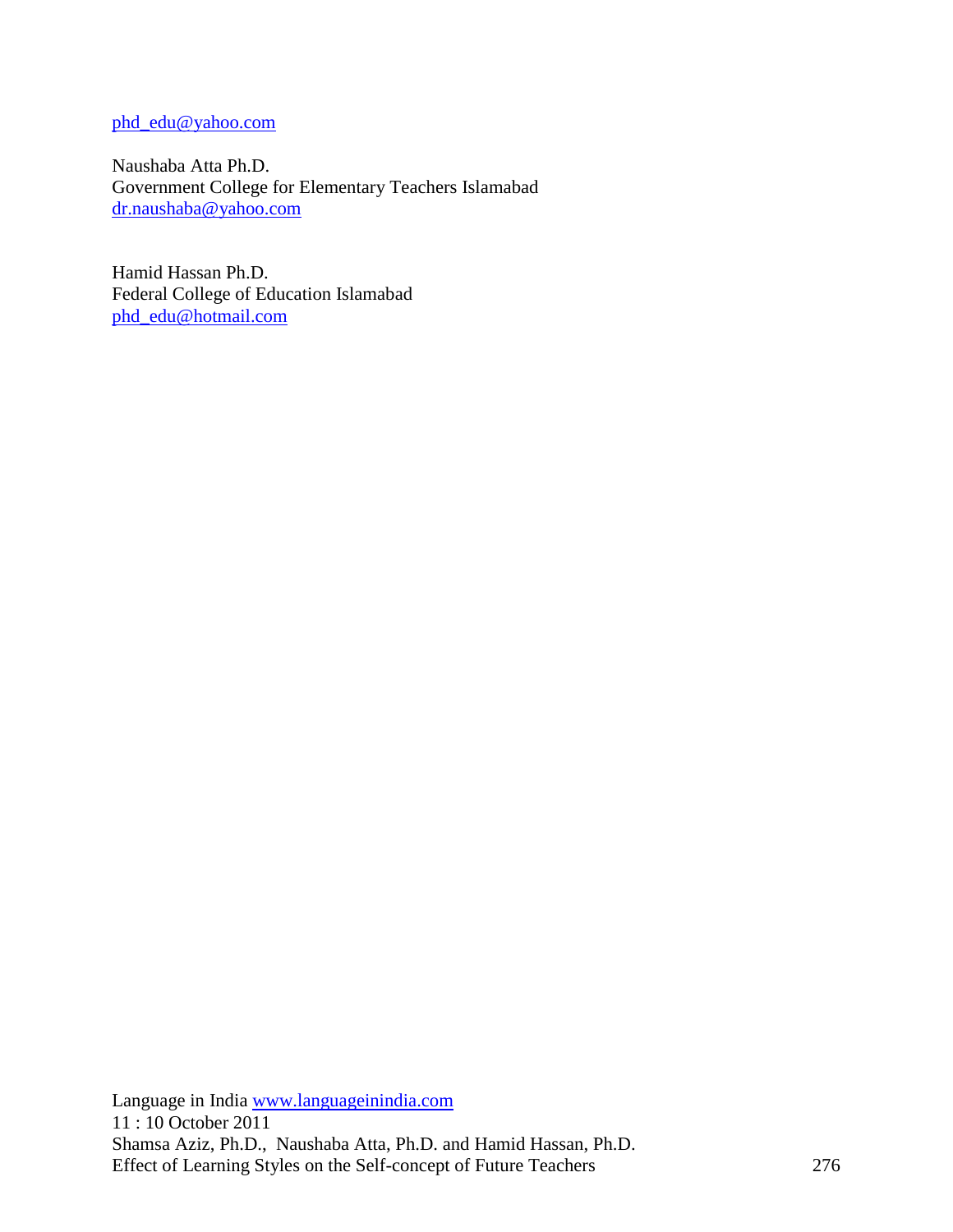phd_edu@yahoo.com

Naushaba Atta Ph.D.
Government College for Elementary Teachers Islamabad
dr.naushaba@yahoo.com

Hamid Hassan Ph.D.
Federal College of Education Islamabad
phd_edu@hotmail.com